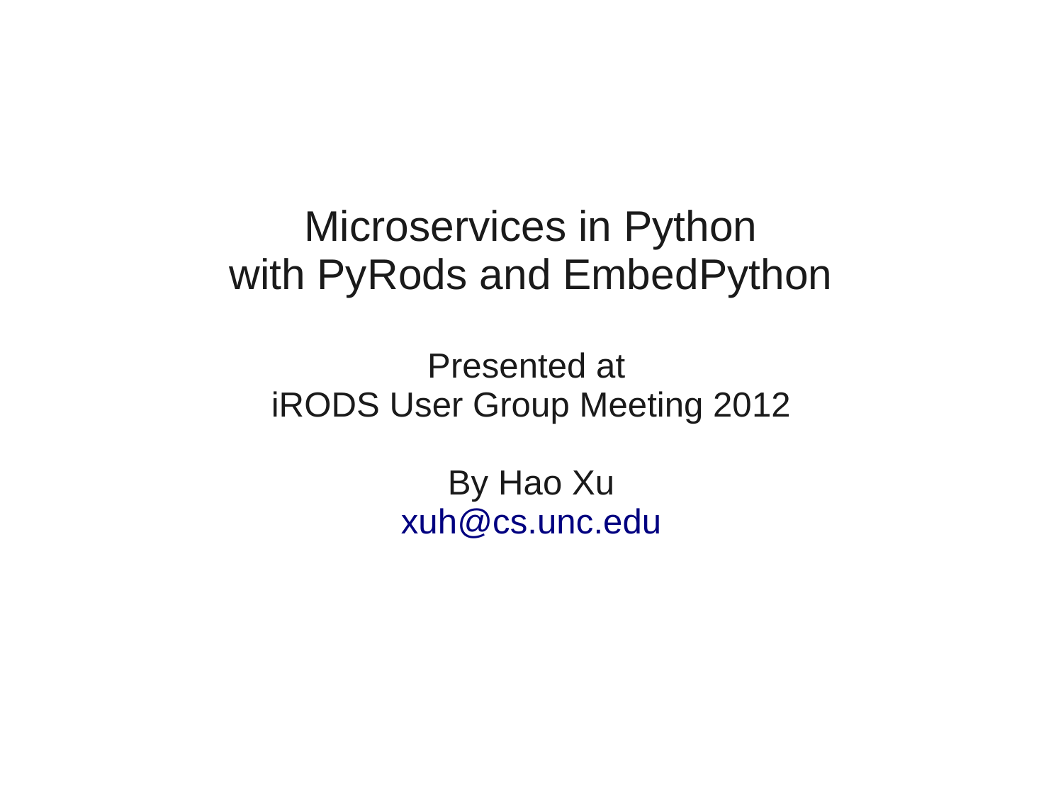# Microservices in Python with PyRods and EmbedPython

Presented at
iRODS User Group Meeting 2012

By Hao Xu
xuh@cs.unc.edu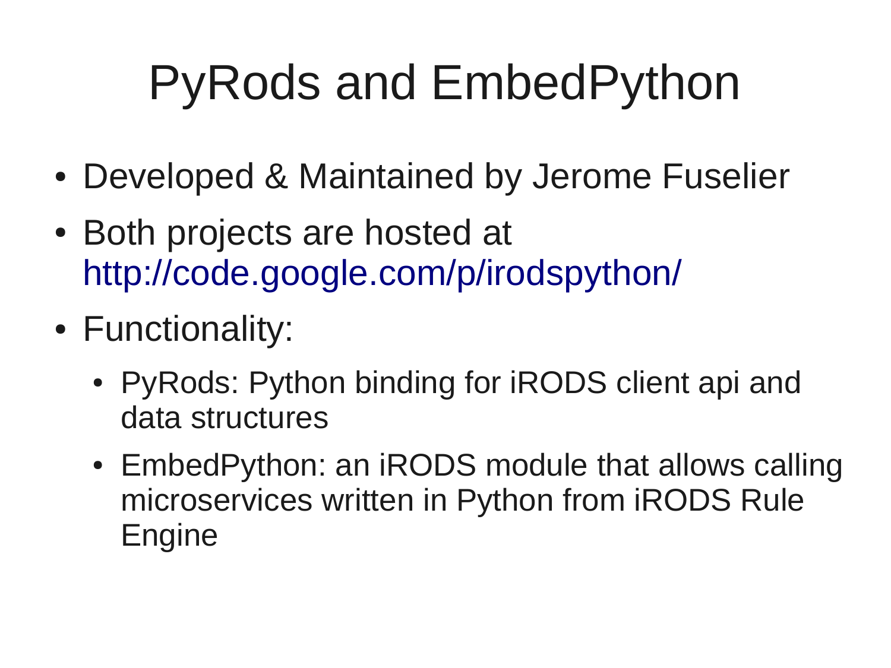# PyRods and EmbedPython

- Developed & Maintained by Jerome Fuselier
- Both projects are hosted at http://code.google.com/p/irodspython/
- Functionality:
  - PyRods: Python binding for iRODS client api and data structures
  - EmbedPython: an iRODS module that allows calling microservices written in Python from iRODS Rule Engine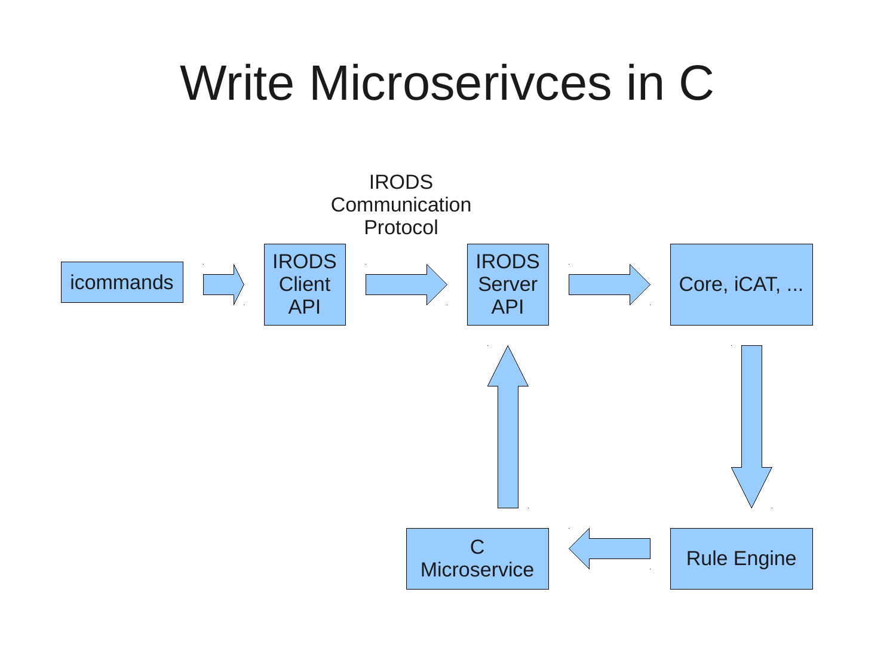# Write Microserivces in C

icommands

IRODS Client API

IRODS Communication Protocol

IRODS Server API

Core, iCAT, ...

Rule Engine

C Microservice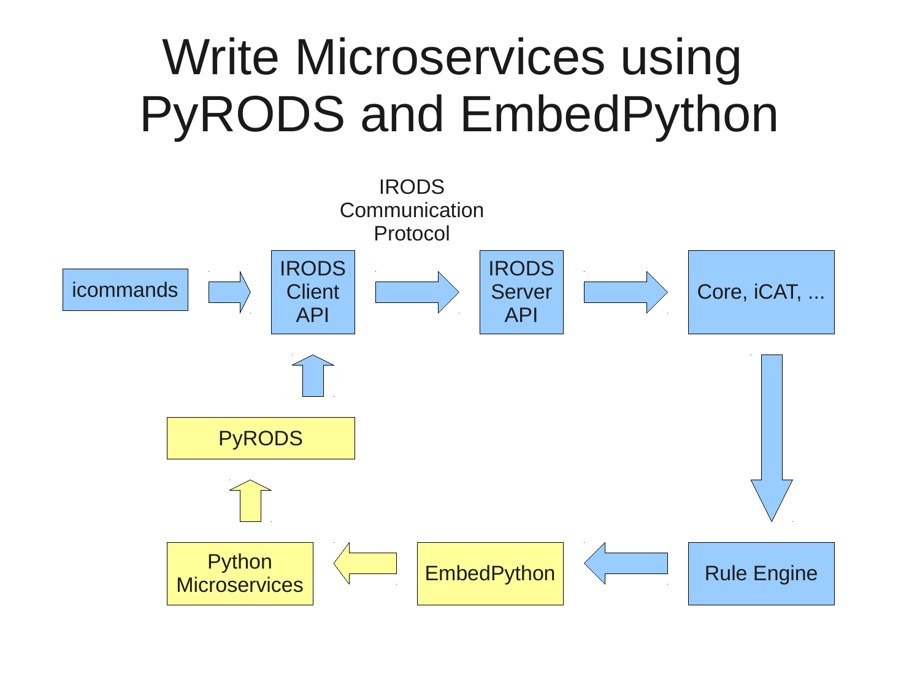# Write Microservices using PyRODS and EmbedPython

IRODS Communication Protocol

icommands

IRODS Client API

IRODS Server API

Core, iCAT, ...

PyRODS

Rule Engine

Python Microservices

EmbedPython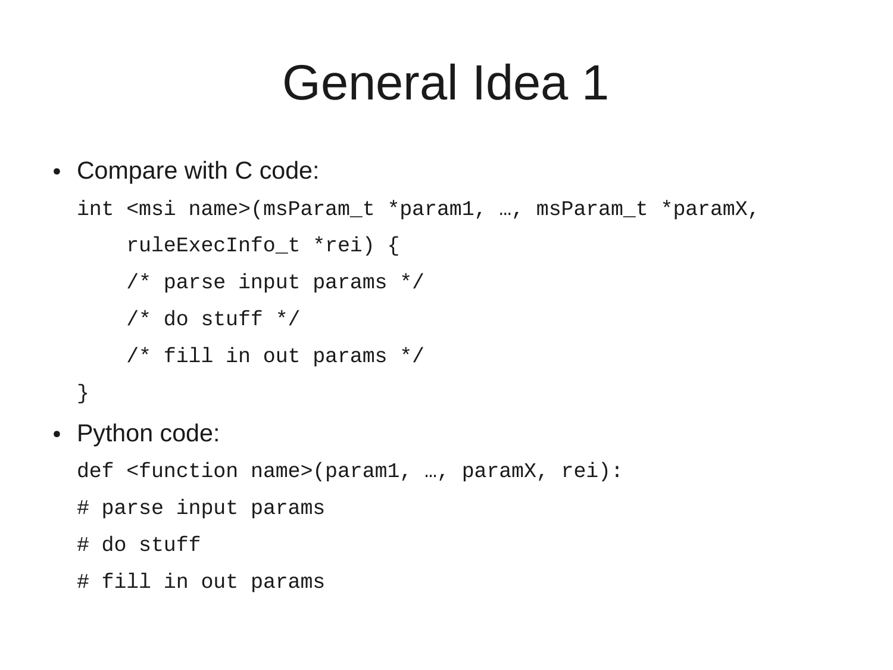# General Idea 1

- Compare with C code:

```
int <msi name>(msParam_t *param1, …, msParam_t *paramX,
    ruleExecInfo_t *rei) {
    /* parse input params */
    /* do stuff */
    /* fill in out params */
}
```

- Python code:

```
def <function name>(param1, …, paramX, rei):
# parse input params
# do stuff
# fill in out params
```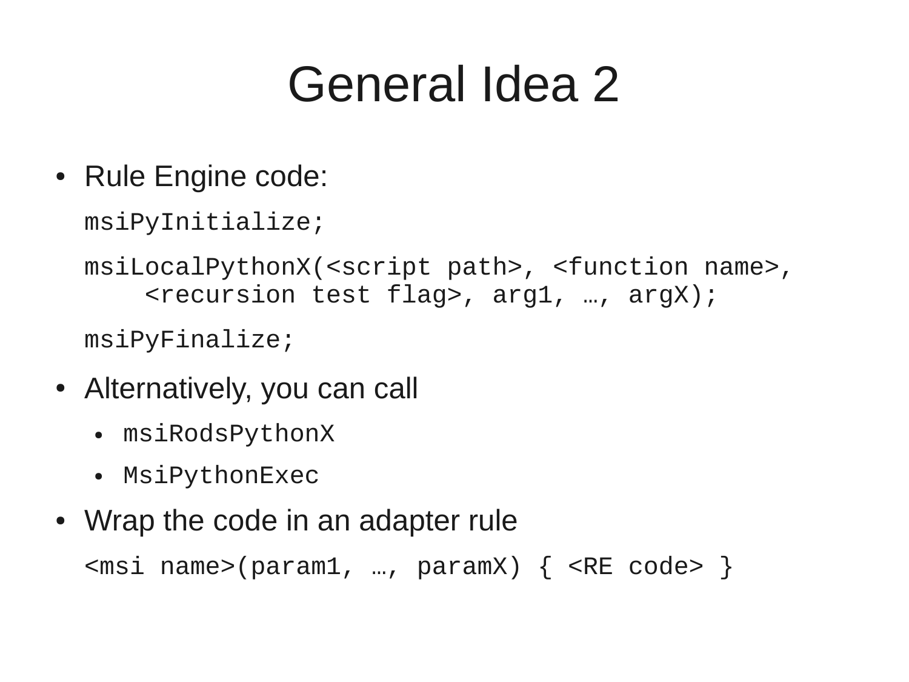# General Idea 2

- Rule Engine code:

```
msiPyInitialize;

msiLocalPythonX(<script path>, <function name>,
    <recursion test flag>, arg1, …, argX);

msiPyFinalize;
```

- Alternatively, you can call
  - `msiRodsPythonX`
  - `MsiPythonExec`
- Wrap the code in an adapter rule

```
<msi name>(param1, …, paramX) { <RE code> }
```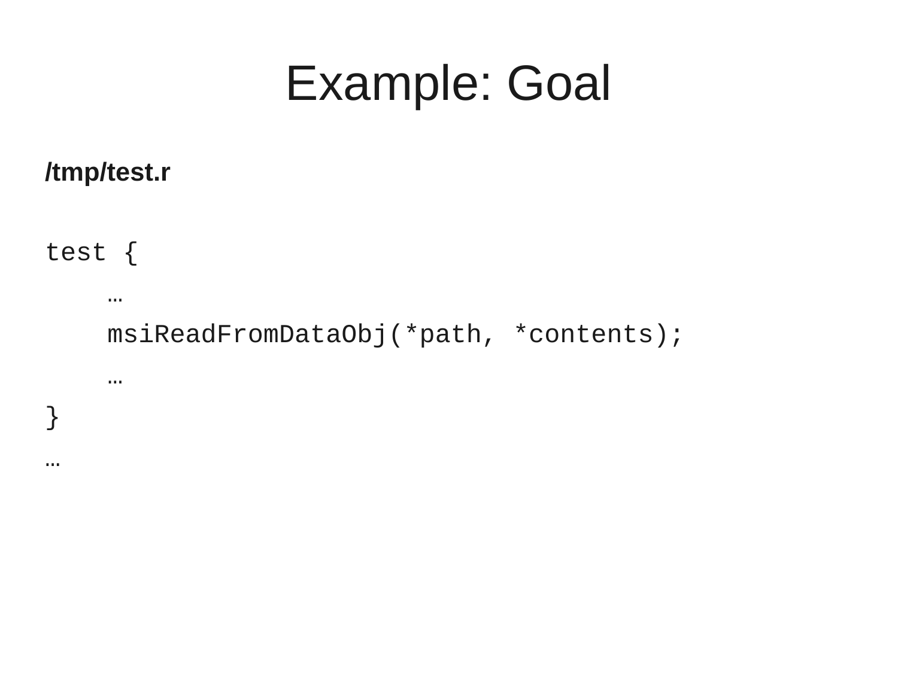# Example: Goal

**/tmp/test.r**

```
test {
    …
    msiReadFromDataObj(*path, *contents);
    …
}
…
```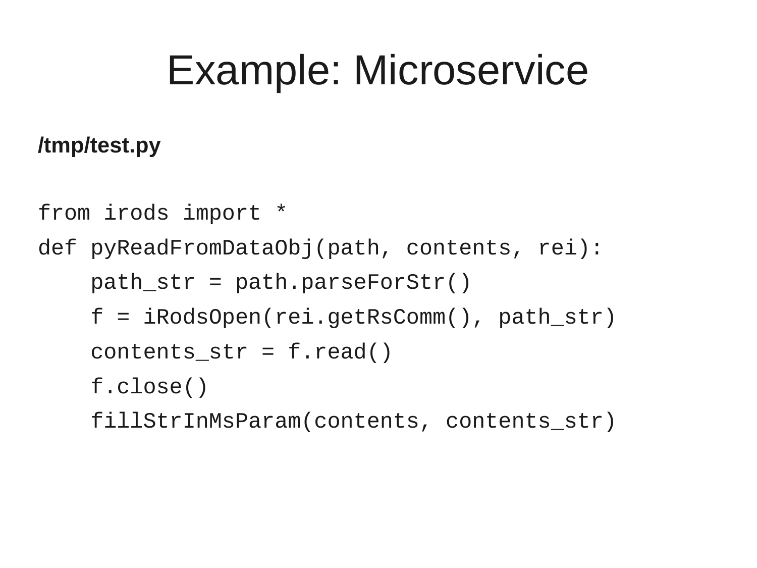# Example: Microservice

**/tmp/test.py**

```
from irods import *
def pyReadFromDataObj(path, contents, rei):
    path_str = path.parseForStr()
    f = iRodsOpen(rei.getRsComm(), path_str)
    contents_str = f.read()
    f.close()
    fillStrInMsParam(contents, contents_str)
```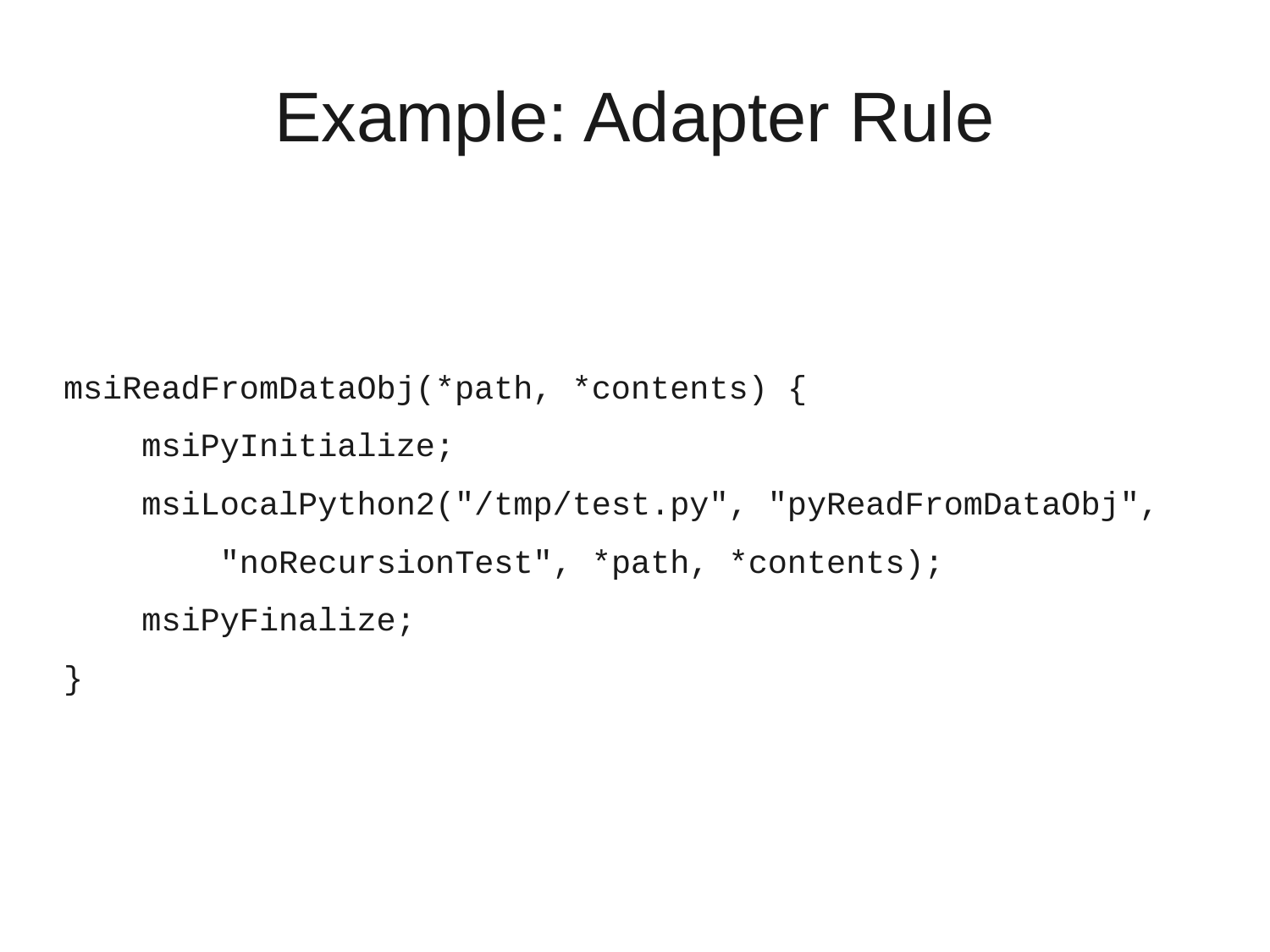# Example: Adapter Rule

```
msiReadFromDataObj(*path, *contents) {
    msiPyInitialize;
    msiLocalPython2("/tmp/test.py", "pyReadFromDataObj",
        "noRecursionTest", *path, *contents);
    msiPyFinalize;
}
```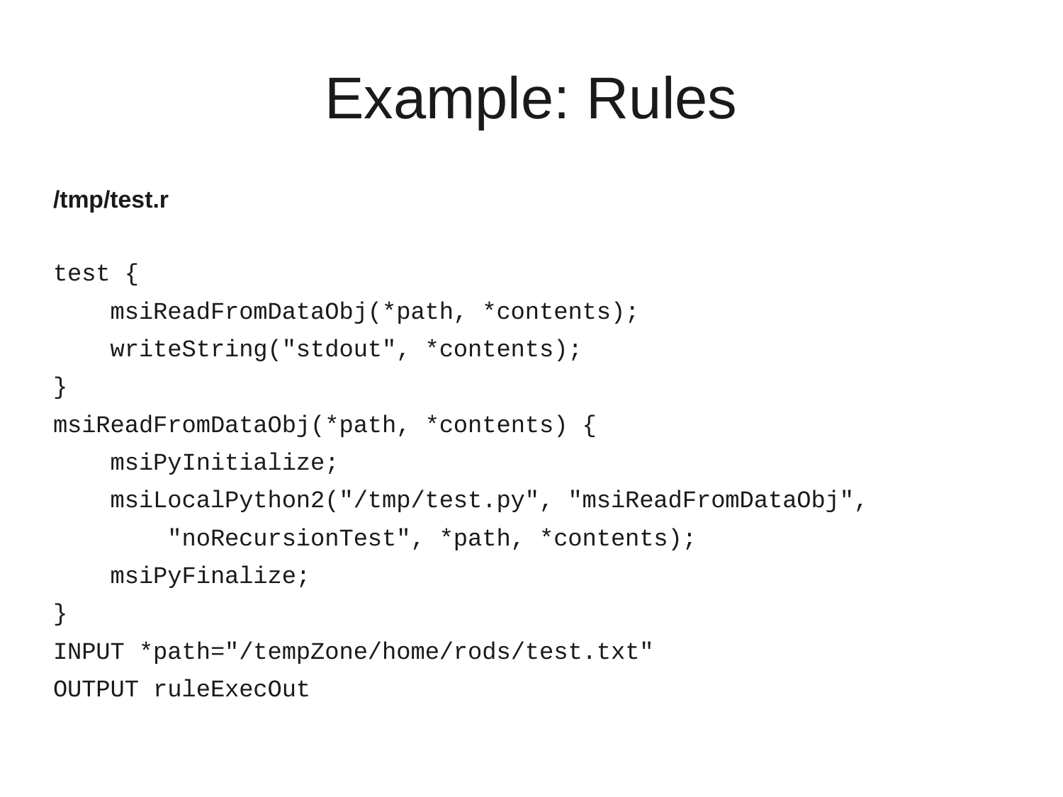# Example: Rules

**/tmp/test.r**

```
test {
    msiReadFromDataObj(*path, *contents);
    writeString("stdout", *contents);
}
msiReadFromDataObj(*path, *contents) {
    msiPyInitialize;
    msiLocalPython2("/tmp/test.py", "msiReadFromDataObj",
        "noRecursionTest", *path, *contents);
    msiPyFinalize;
}
INPUT *path="/tempZone/home/rods/test.txt"
OUTPUT ruleExecOut
```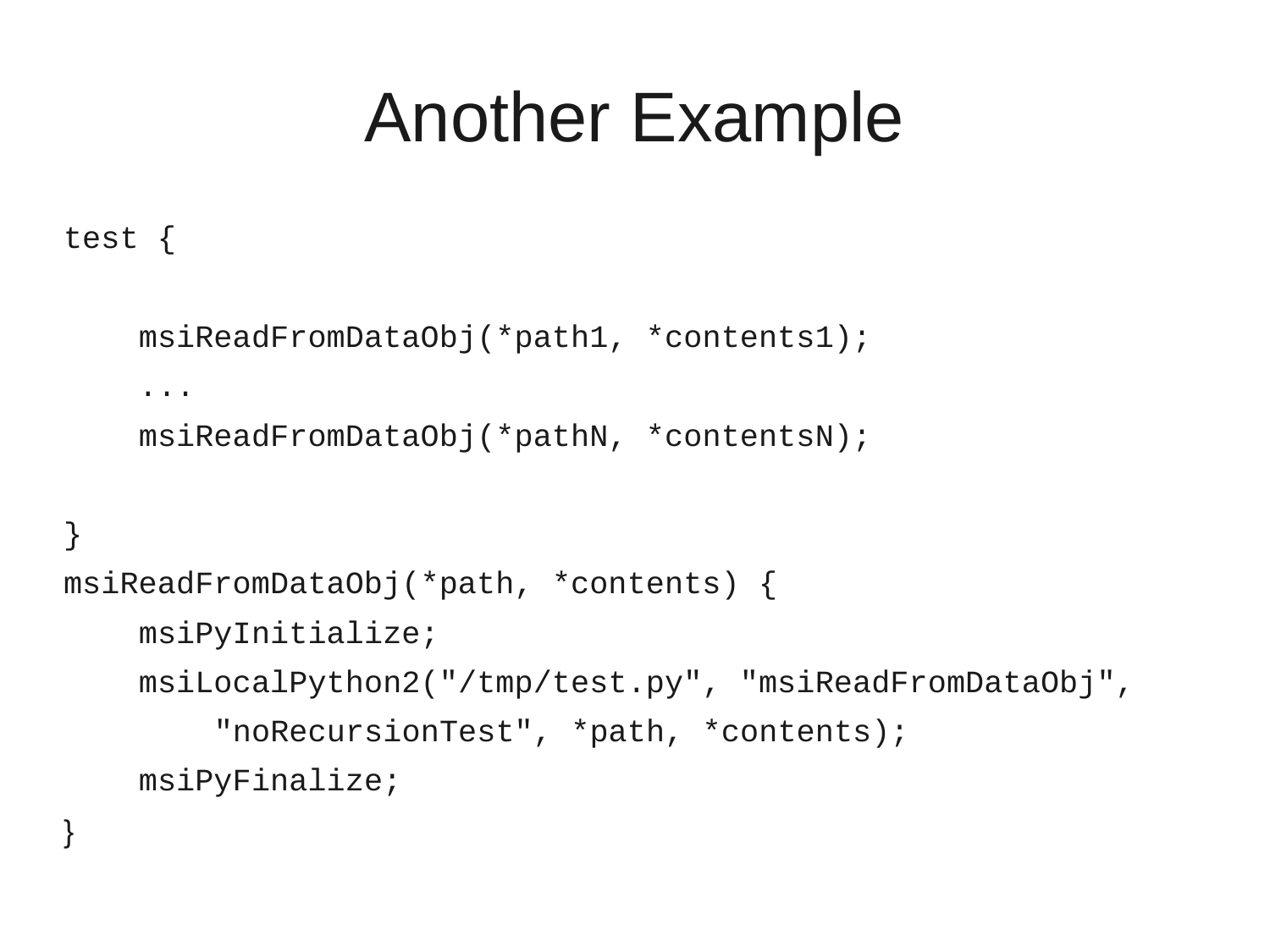# Another Example

```
test {

    msiReadFromDataObj(*path1, *contents1);
    ...
    msiReadFromDataObj(*pathN, *contentsN);

}
msiReadFromDataObj(*path, *contents) {
    msiPyInitialize;
    msiLocalPython2("/tmp/test.py", "msiReadFromDataObj",
        "noRecursionTest", *path, *contents);
    msiPyFinalize;
}
```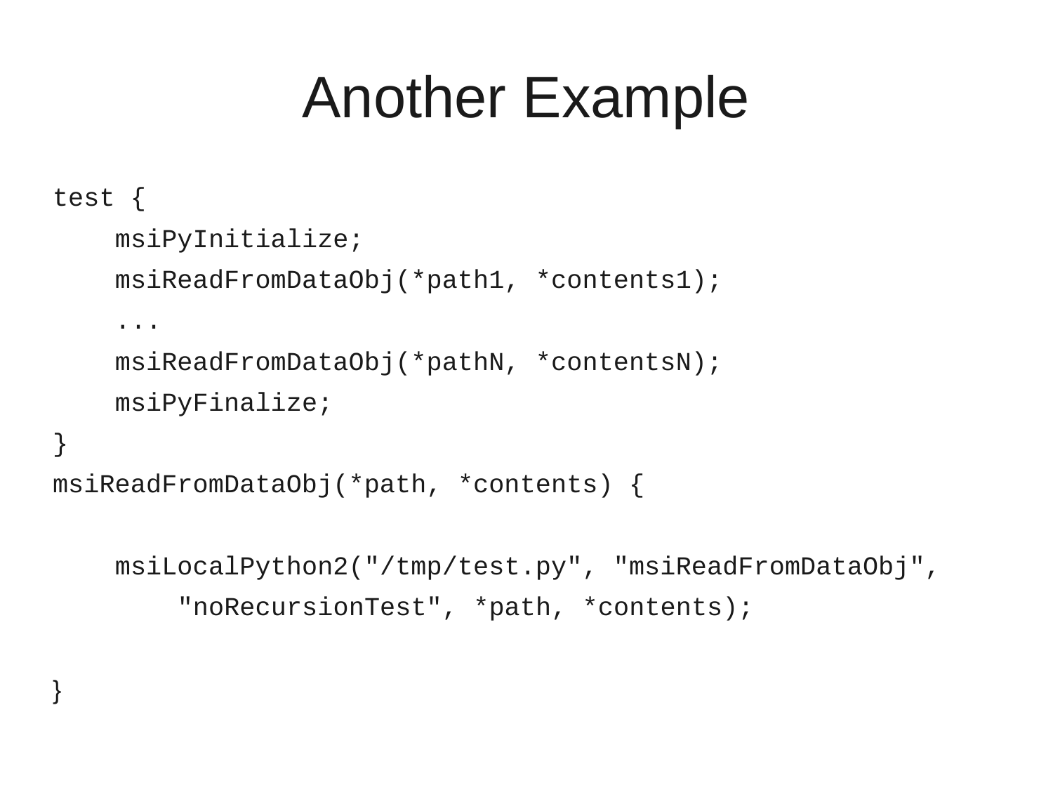# Another Example

```
test {
    msiPyInitialize;
    msiReadFromDataObj(*path1, *contents1);
    ...
    msiReadFromDataObj(*pathN, *contentsN);
    msiPyFinalize;
}
msiReadFromDataObj(*path, *contents) {

    msiLocalPython2("/tmp/test.py", "msiReadFromDataObj",
        "noRecursionTest", *path, *contents);

}
```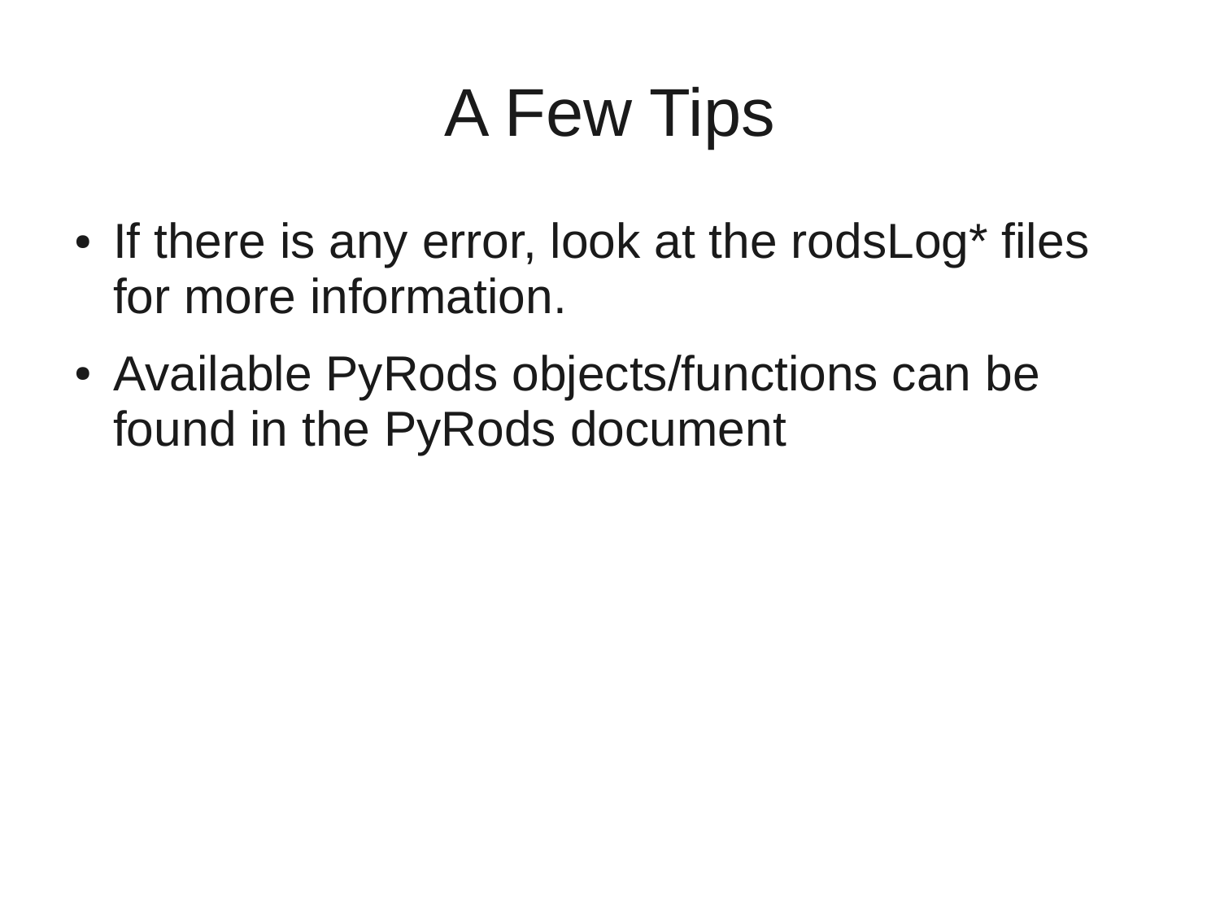# A Few Tips

- If there is any error, look at the rodsLog* files for more information.
- Available PyRods objects/functions can be found in the PyRods document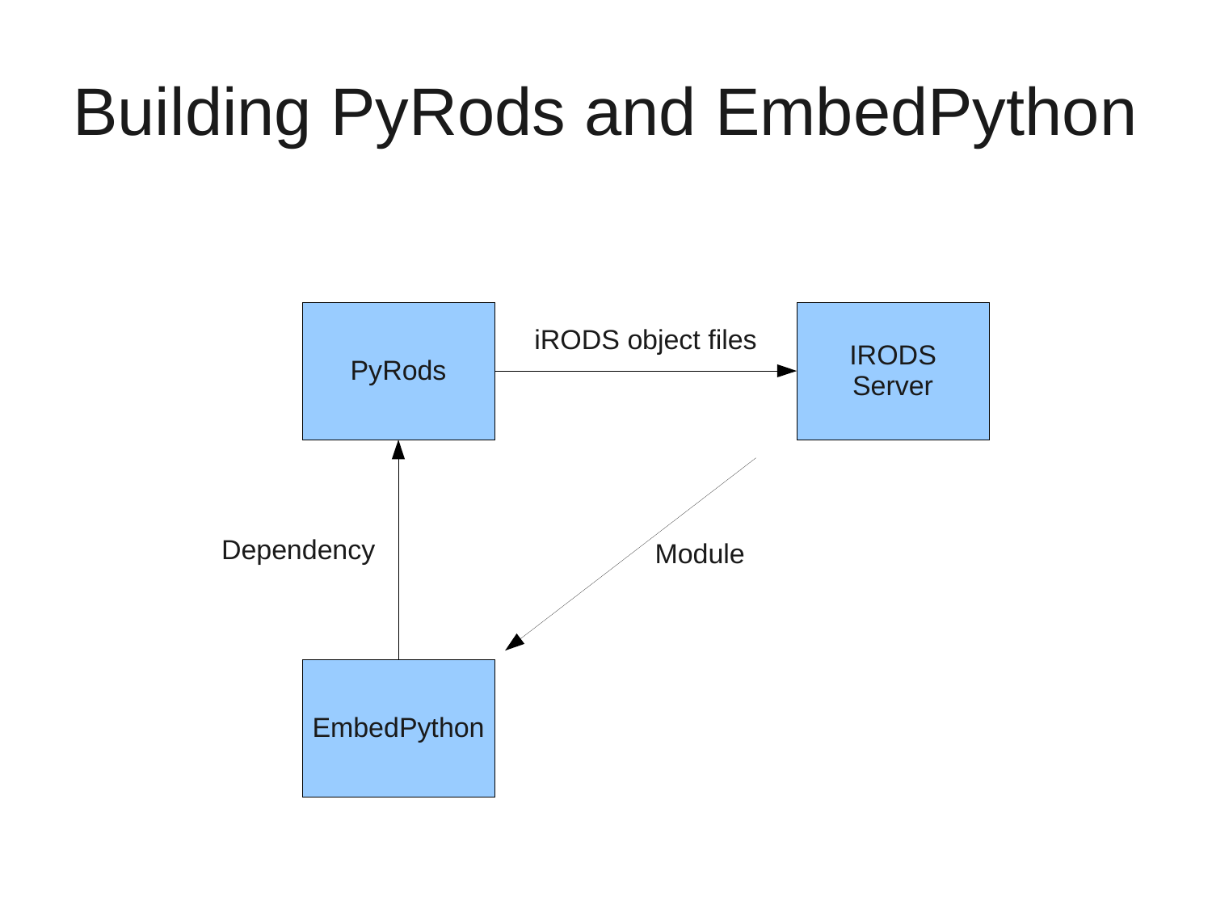# Building PyRods and EmbedPython

PyRods

iRODS object files

IRODS Server

Dependency

Module

EmbedPython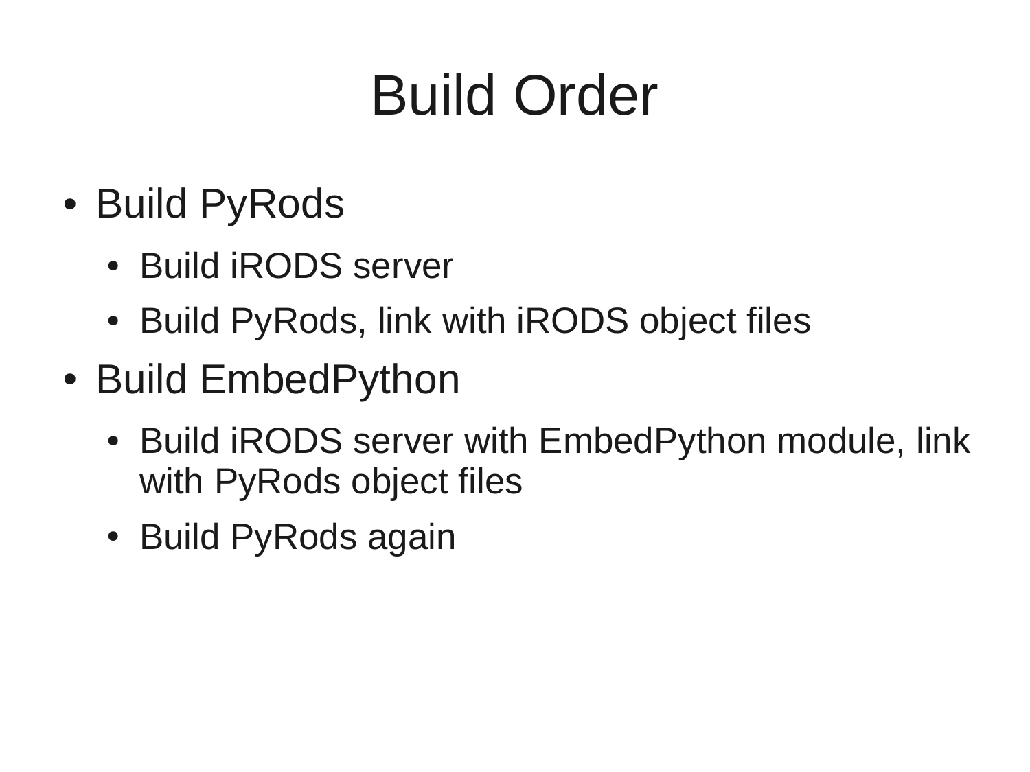# Build Order

- Build PyRods
  - Build iRODS server
  - Build PyRods, link with iRODS object files
- Build EmbedPython
  - Build iRODS server with EmbedPython module, link with PyRods object files
  - Build PyRods again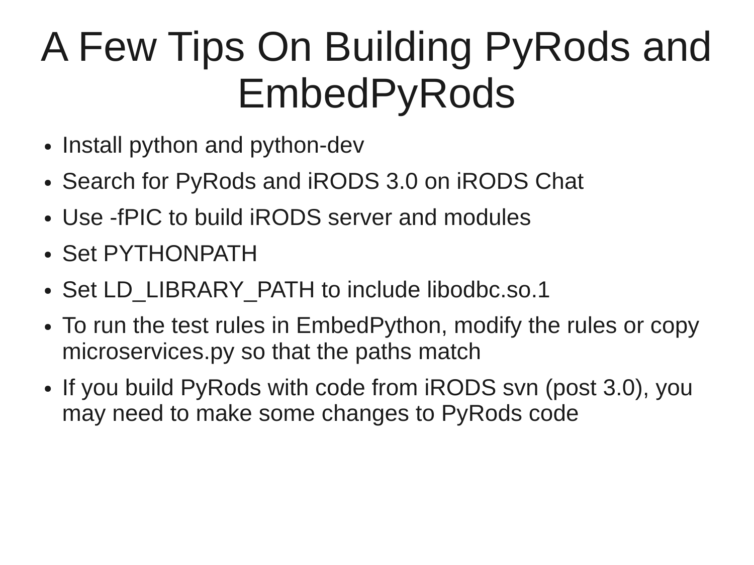# A Few Tips On Building PyRods and EmbedPyRods

- Install python and python-dev
- Search for PyRods and iRODS 3.0 on iRODS Chat
- Use -fPIC to build iRODS server and modules
- Set PYTHONPATH
- Set LD_LIBRARY_PATH to include libodbc.so.1
- To run the test rules in EmbedPython, modify the rules or copy microservices.py so that the paths match
- If you build PyRods with code from iRODS svn (post 3.0), you may need to make some changes to PyRods code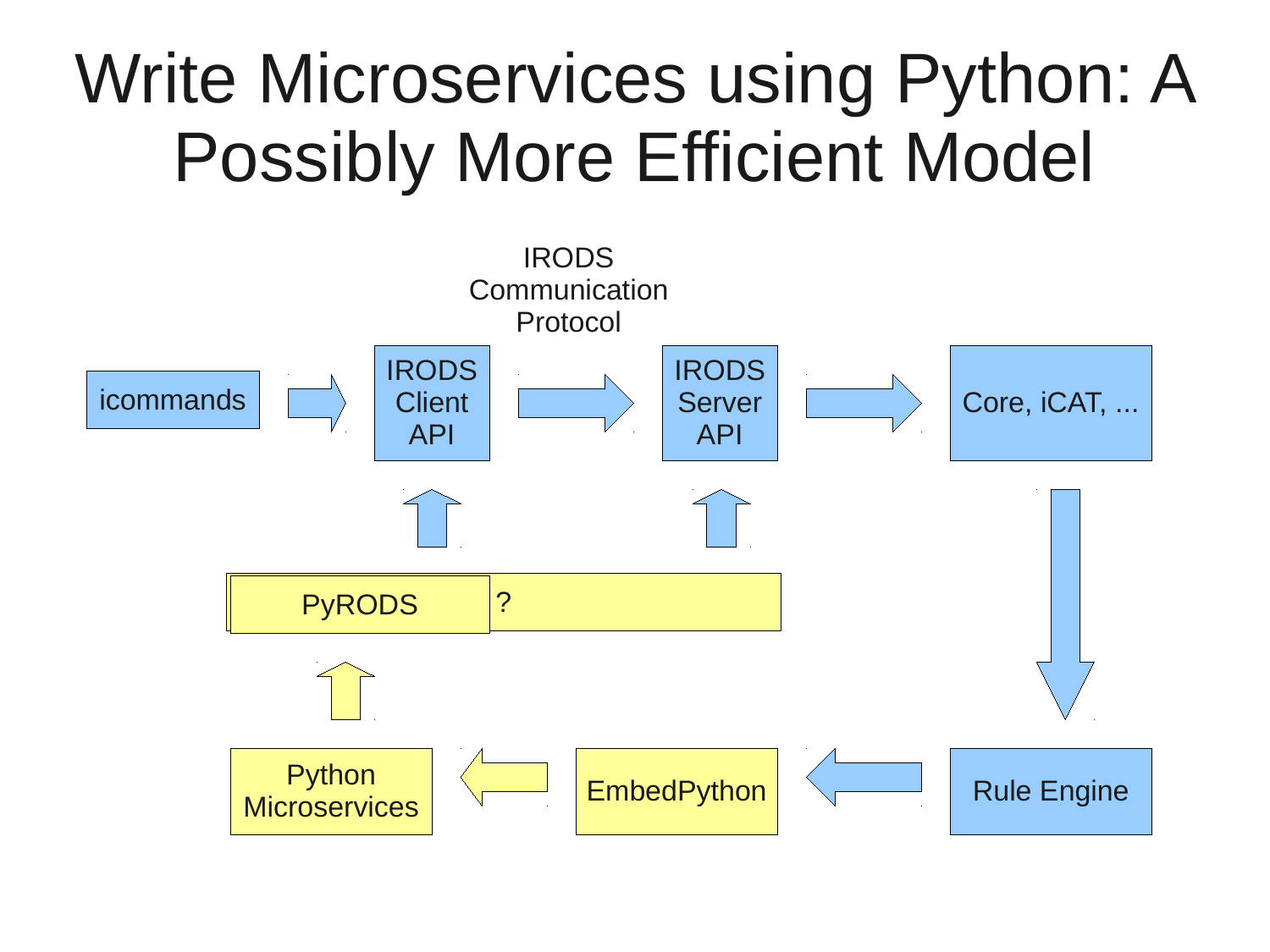# Write Microservices using Python: A Possibly More Efficient Model

IRODS Communication Protocol

icommands

IRODS Client API

IRODS Server API

Core, iCAT, ...

PyRODS

?

Rule Engine

EmbedPython

Python Microservices